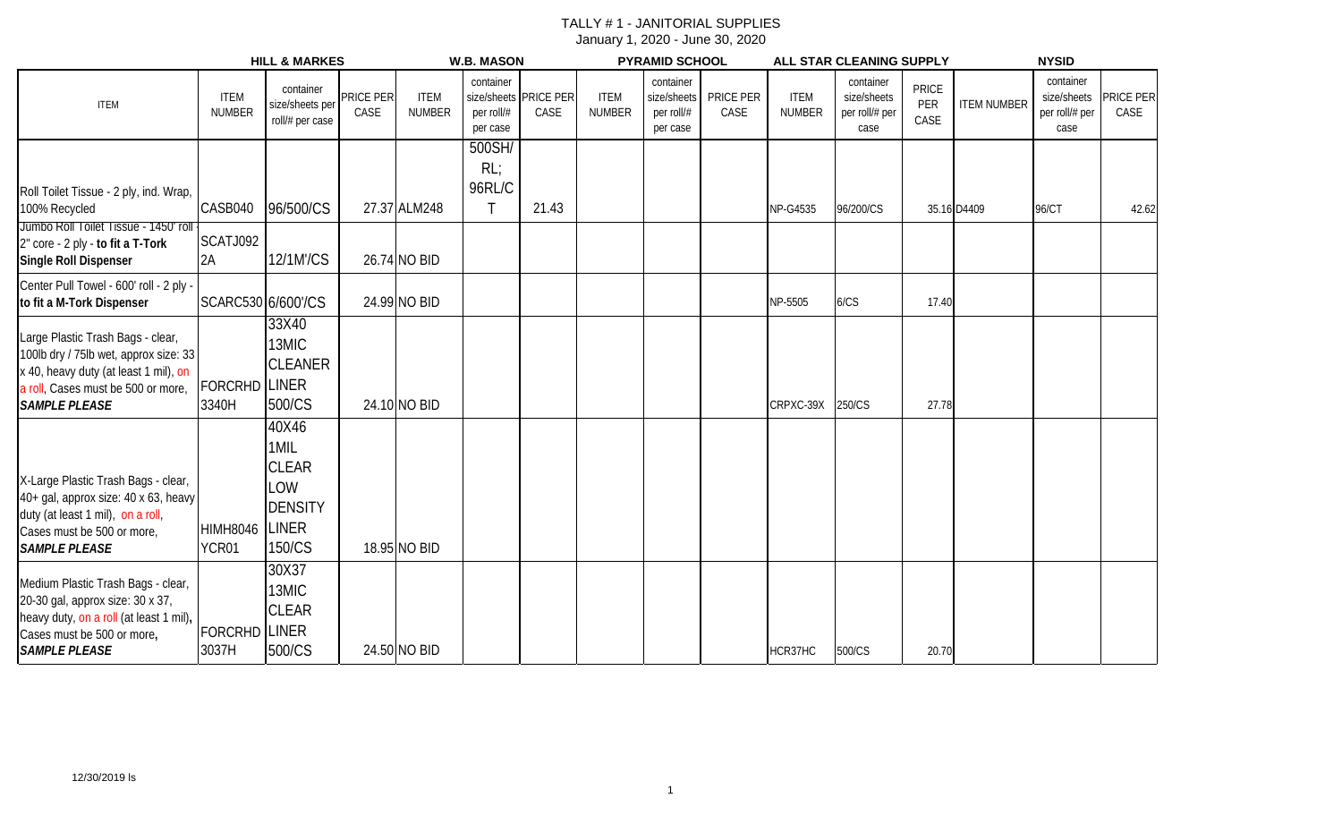# TALLY # 1 - JANITORIAL SUPPLIES

January 1, 2020 - June 30, 2020

| ITEM | HILL & MARKES ITEM NUMBER | container size/sheets per roll/# per case | PRICE PER CASE | W.B. MASON ITEM NUMBER | container size/sheets per roll/# per case | PRICE PER CASE | PYRAMID SCHOOL ITEM NUMBER | container size/sheets per roll/# per case | PRICE PER CASE | ALL STAR CLEANING SUPPLY ITEM NUMBER | container size/sheets per roll/# per case | PRICE PER CASE | NYSID ITEM NUMBER | container size/sheets per roll/# per case | PRICE PER CASE |
|---|---|---|---|---|---|---|---|---|---|---|---|---|---|---|---|
| Roll Toilet Tissue - 2 ply, ind. Wrap, 100% Recycled | CASB040 | 96/500/CS | 27.37 | ALM248 | 500SH/ RL; 96RL/CT | 21.43 | | | | NP-G4535 | 96/200/CS | 35.16 | D4409 | 96/CT | 42.62 |
| Jumbo Roll Toilet Tissue - 1450' roll - 2" core - 2 ply - **to fit a T-Tork Single Roll Dispenser** | SCATJ0922A | 12/1M'/CS | 26.74 | NO BID | | | | | | | | | | | |
| Center Pull Towel - 600' roll - 2 ply - **to fit a M-Tork Dispenser** | SCARC530 | 6/600'/CS | 24.99 | NO BID | | | | | | NP-5505 | 6/CS | 17.40 | | | |
| Large Plastic Trash Bags - clear, 100lb dry / 75lb wet, approx size: 33 x 40, heavy duty (at least 1 mil), on a roll, Cases must be 500 or more, ***SAMPLE PLEASE*** | FORCRHD3340H | 33X40 13MIC CLEANER LINER 500/CS | 24.10 | NO BID | | | | | | CRPXC-39X | 250/CS | 27.78 | | | |
| X-Large Plastic Trash Bags - clear, 40+ gal, approx size: 40 x 63, heavy duty (at least 1 mil), on a roll, Cases must be 500 or more, ***SAMPLE PLEASE*** | HIMH8046YCR01 | 40X46 1MIL CLEAR LOW DENSITY LINER 150/CS | 18.95 | NO BID | | | | | | | | | | | |
| Medium Plastic Trash Bags - clear, 20-30 gal, approx size: 30 x 37, heavy duty, on a roll (at least 1 mil), Cases must be 500 or more, ***SAMPLE PLEASE*** | FORCRHD3037H | 30X37 13MIC CLEAR LINER 500/CS | 24.50 | NO BID | | | | | | HCR37HC | 500/CS | 20.70 | | | |

12/30/2019 ls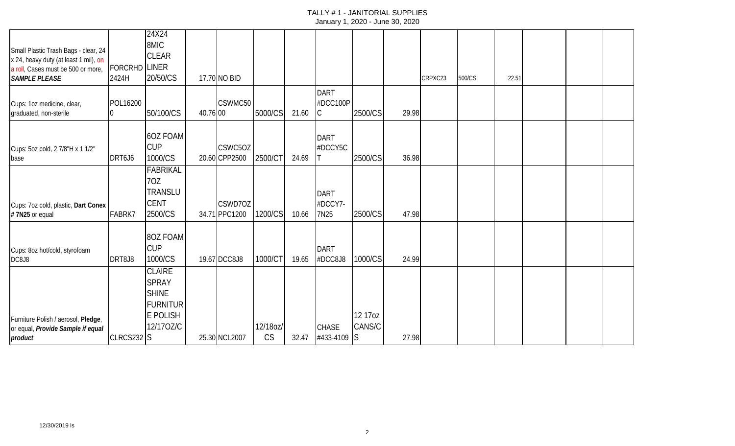# TALLY # 1 - JANITORIAL SUPPLIES

January 1, 2020 - June 30, 2020

| | | | | | | | | | | | | | | | | |
|---|---|---|---|---|---|---|---|---|---|---|---|---|---|---|---|---|
| Small Plastic Trash Bags - clear, 24 x 24, heavy duty (at least 1 mil), on a roll, Cases must be 500 or more, ***SAMPLE PLEASE*** | FORCRHD 2424H | 24X24 8MIC CLEAR LINER 20/50/CS | 17.70 | NO BID | | | | | | CRPXC23 | 500/CS | 22.51 | | | |
| Cups: 1oz medicine, clear, graduated, non-sterile | POL162000 | 50/100/CS | 40.76 | CSWMC5000 | 5000/CS | 21.60 | DART #DCC100PC | 2500/CS | 29.98 | | | | | | |
| Cups: 5oz cold, 2 7/8"H x 1 1/2" base | DRT6J6 | 6OZ FOAM CUP 1000/CS | 20.60 | CSWC5OZ CPP2500 | 2500/CT | 24.69 | DART #DCCY5CT | 2500/CS | 36.98 | | | | | | |
| Cups: 7oz cold, plastic, **Dart Conex # 7N25** or equal | FABRK7 | FABRIKAL 7OZ TRANSLUCENT 2500/CS | 34.71 | CSWD7OZ PPC1200 | 1200/CS | 10.66 | DART #DCCY7-7N25 | 2500/CS | 47.98 | | | | | | |
| Cups: 8oz hot/cold, styrofoam DC8J8 | DRT8J8 | 8OZ FOAM CUP 1000/CS | 19.67 | DCC8J8 | 1000/CT | 19.65 | DART #DCC8J8 | 1000/CS | 24.99 | | | | | | |
| Furniture Polish / aerosol, **Pledge**, or equal, ***Provide Sample if equal product*** | CLRCS232 | CLAIRE SPRAY SHINE FURNITURE POLISH 12/17OZ/CS | 25.30 | NCL2007 | 12/18oz/CS | 32.47 | CHASE #433-4109 | 12 17oz CANS/CS | 27.98 | | | | | | |

12/30/2019 ls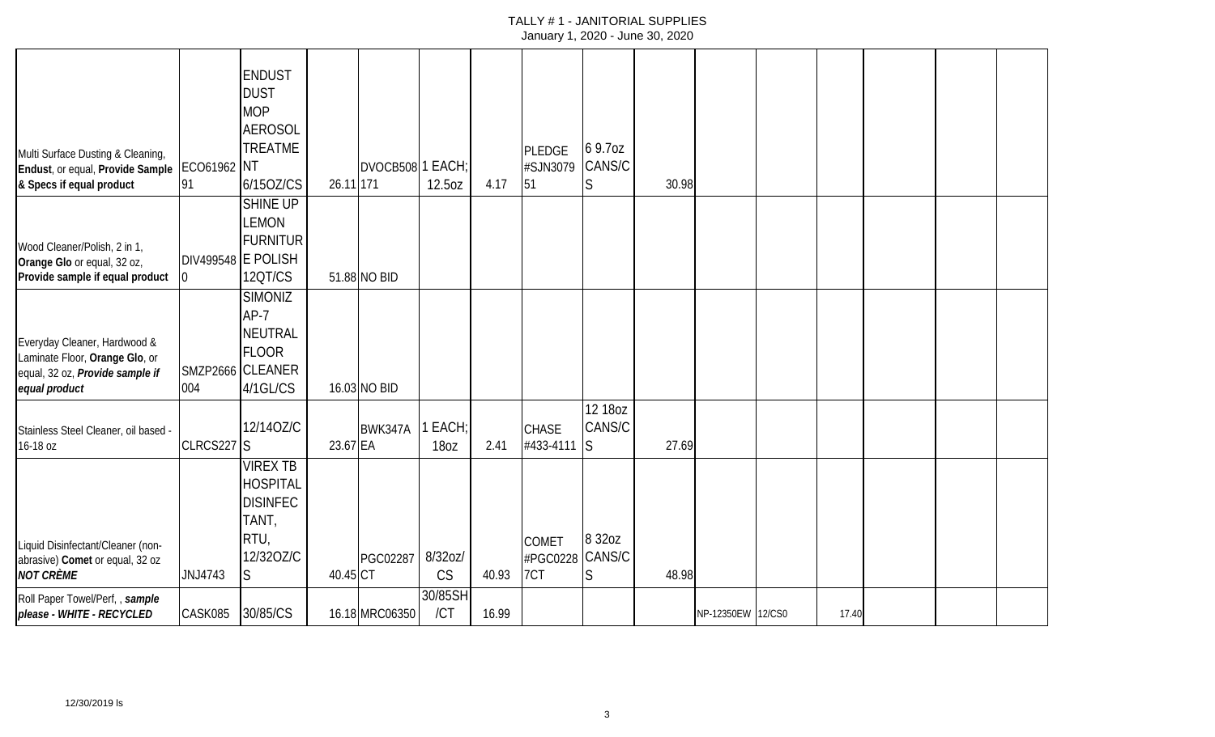# TALLY # 1 - JANITORIAL SUPPLIES

January 1, 2020 - June 30, 2020

| | | | | | | | | | | | | | | | |
|---|---|---|---|---|---|---|---|---|---|---|---|---|---|---|---|
| Multi Surface Dusting & Cleaning, **Endust**, or equal, **Provide Sample & Specs if equal product** | ECO6196291 | ENDUST DUST MOP AEROSOL TREATMENT 6/15OZ/CS | 26.11 | DVOCB508171 | 1 EACH; 12.5oz | 4.17 | PLEDGE #SJN307951 | 6 9.7oz CANS/CS | 30.98 | | | | | | |
| Wood Cleaner/Polish, 2 in 1, **Orange Glo** or equal, 32 oz, **Provide sample if equal product** | DIV4995480 | SHINE UP LEMON FURNITURE POLISH 12QT/CS | 51.88 | NO BID | | | | | | | | | | | |
| Everyday Cleaner, Hardwood & Laminate Floor, **Orange Glo**, or equal, 32 oz, ***Provide sample if equal product*** | SMZP2666004 | SIMONIZ AP-7 NEUTRAL FLOOR CLEANER 4/1GL/CS | 16.03 | NO BID | | | | | | | | | | | |
| Stainless Steel Cleaner, oil based - 16-18 oz | CLRCS227 | 12/14OZ/CS | 23.67 | BWK347A EA | 1 EACH; 18oz | 2.41 | CHASE #433-4111 | 12 18oz CANS/CS | 27.69 | | | | | | |
| Liquid Disinfectant/Cleaner (non-abrasive) **Comet** or equal, 32 oz ***NOT CRÈME*** | JNJ4743 | VIREX TB HOSPITAL DISINFECTANT, RTU, 12/32OZ/CS | 40.45 | PGC02287 CT | 8/32oz/CS | 40.93 | COMET #PGC02287CT | 8 32oz CANS/CS | 48.98 | | | | | | |
| Roll Paper Towel/Perf, , ***sample please - WHITE - RECYCLED*** | CASK085 | 30/85/CS | 16.18 | MRC06350 | 30/85SH/CT | 16.99 | | | | NP-12350EW | 12/CS0 | 17.40 | | | |

12/30/2019 ls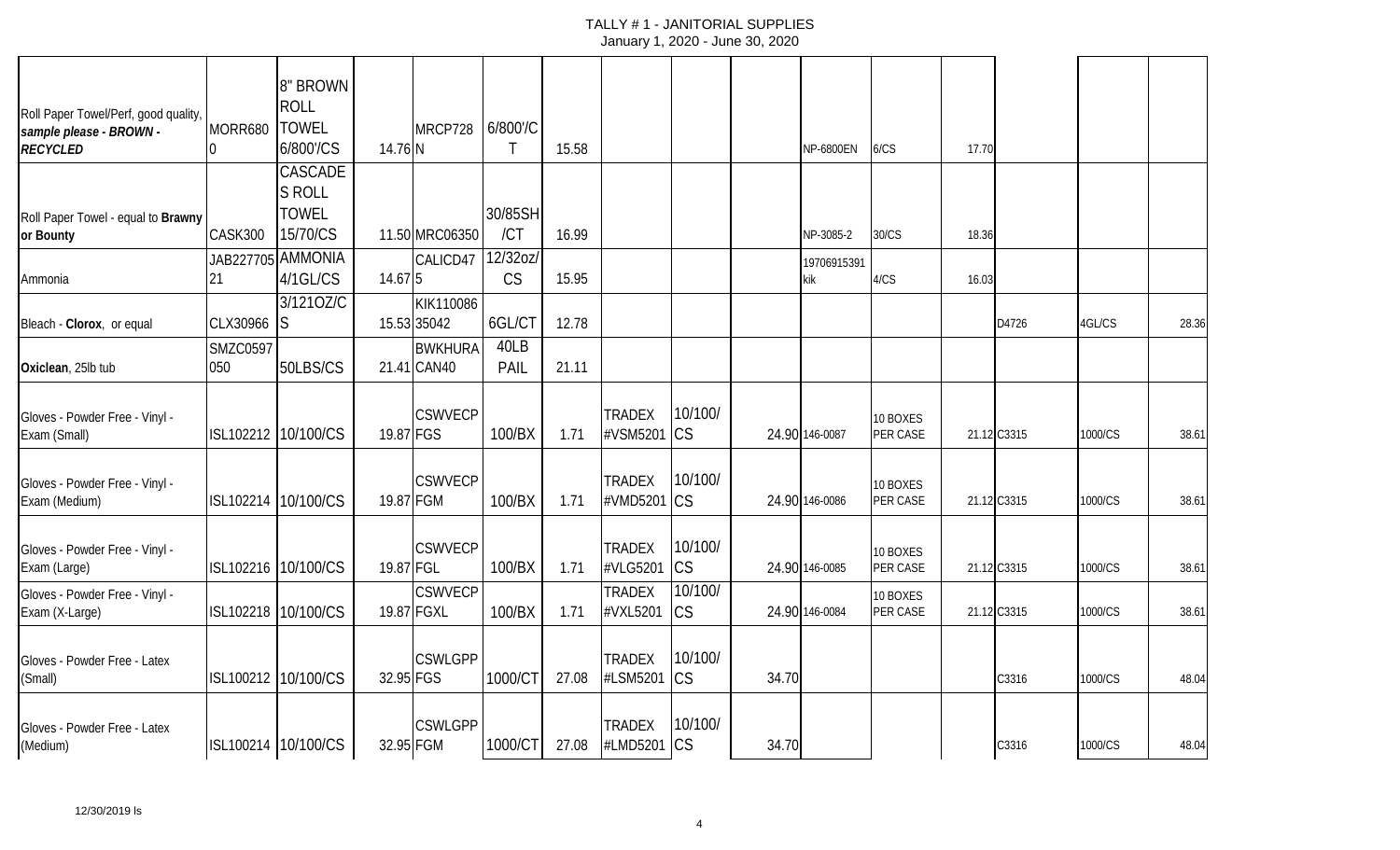TALLY # 1 - JANITORIAL SUPPLIES
January 1, 2020 - June 30, 2020

| | | | | | | | | | | | | | | | | |
|---|---|---|---|---|---|---|---|---|---|---|---|---|---|---|---|---|
| Roll Paper Towel/Perf, good quality, *sample please* - **BROWN - RECYCLED** | MORR6800 | 8" BROWN ROLL TOWEL 6/800'/CS | 14.76 | MRCP728N | 6/800'/CT | 15.58 | | | | NP-6800EN | 6/CS | 17.70 | | | |
| Roll Paper Towel - equal to **Brawny or Bounty** | CASK300 | CASCADES ROLL TOWEL 15/70/CS | 11.50 | MRC06350 | 30/85SH/CT | 16.99 | | | | NP-3085-2 | 30/CS | 18.36 | | | |
| Ammonia | JAB22770521 | AMMONIA 4/1GL/CS | 14.67 | CALICD475 | 12/32oz/CS | 15.95 | | | | 19706915391kik | 4/CS | 16.03 | | | |
| Bleach - **Clorox**, or equal | CLX30966 | 3/121OZ/CS | 15.53 | KIK11008635042 | 6GL/CT | 12.78 | | | | | | | D4726 | 4GL/CS | 28.36 |
| **Oxiclean**, 25lb tub | SMZC0597050 | 50LBS/CS | 21.41 | BWKHURACAN40 | 40LB PAIL | 21.11 | | | | | | | | | |
| Gloves - Powder Free - Vinyl - Exam (Small) | ISL102212 | 10/100/CS | 19.87 | CSWVECPFGS | 100/BX | 1.71 | TRADEX #VSM5201 | 10/100/CS | 24.90 | 146-0087 | 10 BOXES PER CASE | 21.12 | C3315 | 1000/CS | 38.61 |
| Gloves - Powder Free - Vinyl - Exam (Medium) | ISL102214 | 10/100/CS | 19.87 | CSWVECPFGM | 100/BX | 1.71 | TRADEX #VMD5201 | 10/100/CS | 24.90 | 146-0086 | 10 BOXES PER CASE | 21.12 | C3315 | 1000/CS | 38.61 |
| Gloves - Powder Free - Vinyl - Exam (Large) | ISL102216 | 10/100/CS | 19.87 | CSWVECPFGL | 100/BX | 1.71 | TRADEX #VLG5201 | 10/100/CS | 24.90 | 146-0085 | 10 BOXES PER CASE | 21.12 | C3315 | 1000/CS | 38.61 |
| Gloves - Powder Free - Vinyl - Exam (X-Large) | ISL102218 | 10/100/CS | 19.87 | CSWVECPFGXL | 100/BX | 1.71 | TRADEX #VXL5201 | 10/100/CS | 24.90 | 146-0084 | 10 BOXES PER CASE | 21.12 | C3315 | 1000/CS | 38.61 |
| Gloves - Powder Free - Latex (Small) | ISL100212 | 10/100/CS | 32.95 | CSWLGPPFGS | 1000/CT | 27.08 | TRADEX #LSM5201 | 10/100/CS | 34.70 | | | | C3316 | 1000/CS | 48.04 |
| Gloves - Powder Free - Latex (Medium) | ISL100214 | 10/100/CS | 32.95 | CSWLGPPFGM | 1000/CT | 27.08 | TRADEX #LMD5201 | 10/100/CS | 34.70 | | | | C3316 | 1000/CS | 48.04 |

12/30/2019 ls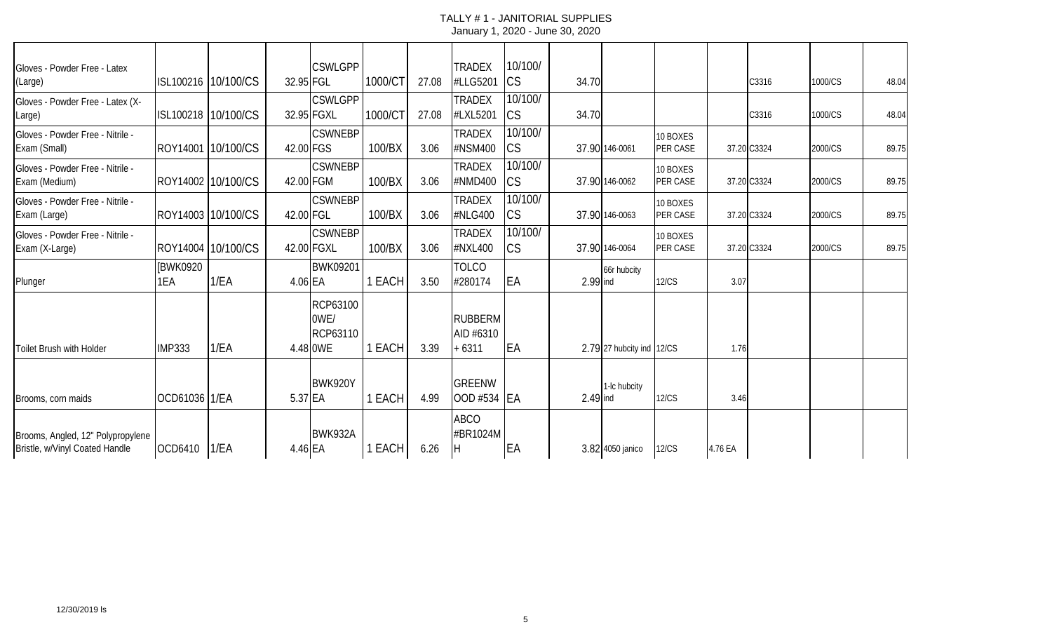| | | | | | | | | | | | | | | | |
|---|---|---|---|---|---|---|---|---|---|---|---|---|---|---|---|
| Gloves - Powder Free - Latex (Large) | ISL100216 | 10/100/CS | 32.95 | CSWLGPPFGL | 1000/CT | 27.08 | TRADEX #LLG5201 | 10/100/CS | 34.70 | | | | C3316 | 1000/CS | 48.04 |
| Gloves - Powder Free - Latex (X-Large) | ISL100218 | 10/100/CS | 32.95 | CSWLGPPFGXL | 1000/CT | 27.08 | TRADEX #LXL5201 | 10/100/CS | 34.70 | | | | C3316 | 1000/CS | 48.04 |
| Gloves - Powder Free - Nitrile - Exam (Small) | ROY14001 | 10/100/CS | 42.00 | CSWNEBPFGS | 100/BX | 3.06 | TRADEX #NSM400 | 10/100/CS | 37.90 | 146-0061 | 10 BOXES PER CASE | 37.20 | C3324 | 2000/CS | 89.75 |
| Gloves - Powder Free - Nitrile - Exam (Medium) | ROY14002 | 10/100/CS | 42.00 | CSWNEBPFGM | 100/BX | 3.06 | TRADEX #NMD400 | 10/100/CS | 37.90 | 146-0062 | 10 BOXES PER CASE | 37.20 | C3324 | 2000/CS | 89.75 |
| Gloves - Powder Free - Nitrile - Exam (Large) | ROY14003 | 10/100/CS | 42.00 | CSWNEBPFGL | 100/BX | 3.06 | TRADEX #NLG400 | 10/100/CS | 37.90 | 146-0063 | 10 BOXES PER CASE | 37.20 | C3324 | 2000/CS | 89.75 |
| Gloves - Powder Free - Nitrile - Exam (X-Large) | ROY14004 | 10/100/CS | 42.00 | CSWNEBPFGXL | 100/BX | 3.06 | TRADEX #NXL400 | 10/100/CS | 37.90 | 146-0064 | 10 BOXES PER CASE | 37.20 | C3324 | 2000/CS | 89.75 |
| Plunger | [BWK09201EA | 1/EA | 4.06 | BWK09201EA | 1 EACH | 3.50 | TOLCO #280174 | EA | 2.99 | 66r hubcity ind | 12/CS | 3.07 | | | |
| Toilet Brush with Holder | IMP333 | 1/EA | 4.48 | RCP631000WE/ RCP631100WE | 1 EACH | 3.39 | RUBBERMAID #6310 + 6311 | EA | 2.79 | 27 hubcity ind | 12/CS | 1.76 | | | |
| Brooms, corn maids | OCD61036 | 1/EA | 5.37 | BWK920YEA | 1 EACH | 4.99 | GREENWOOD #534 | EA | 2.49 | 1-lc hubcity ind | 12/CS | 3.46 | | | |
| Brooms, Angled, 12" Polypropylene Bristle, w/Vinyl Coated Handle | OCD6410 | 1/EA | 4.46 | BWK932AEA | 1 EACH | 6.26 | ABCO #BR1024MH | EA | 3.82 | 4050 janico | 12/CS | 4.76 EA | | | |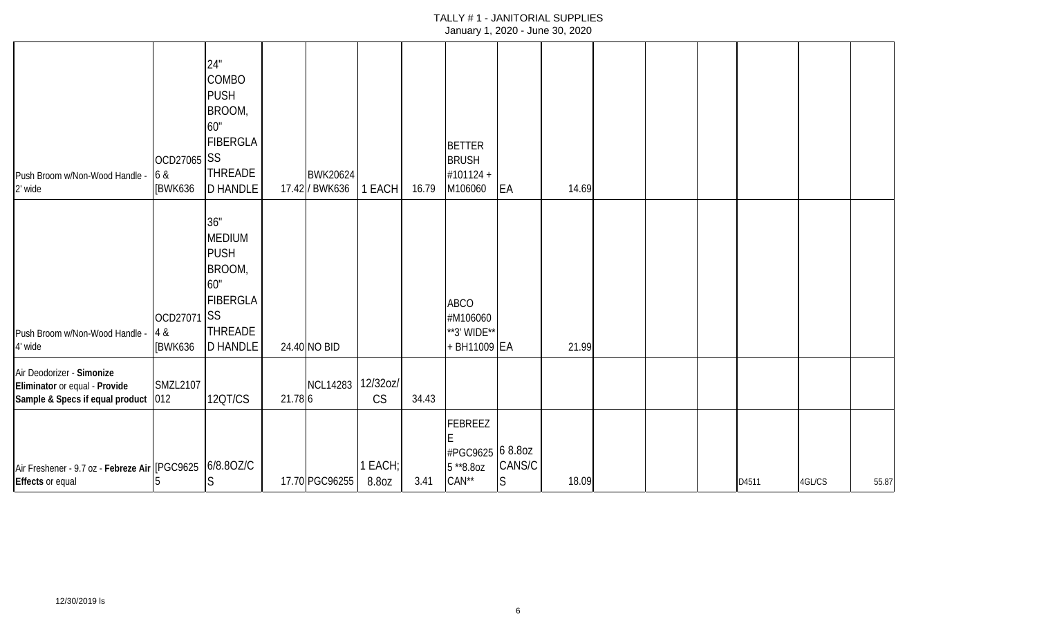# TALLY # 1 - JANITORIAL SUPPLIES

January 1, 2020 - June 30, 2020

| | | | | | | | | | | | | | | | |
|---|---|---|---|---|---|---|---|---|---|---|---|---|---|---|---|
| Push Broom w/Non-Wood Handle - 2' wide | OCD27065 6 & [BWK636 | 24" COMBO PUSH BROOM, 60" FIBERGLASS THREADED HANDLE | 17.42 | BWK20624 / BWK636 | 1 EACH | 16.79 | BETTER BRUSH #101124 + M106060 | EA | 14.69 | | | | | | |
| Push Broom w/Non-Wood Handle - 4' wide | OCD27071 4 & [BWK636 | 36" MEDIUM PUSH BROOM, 60" FIBERGLASS THREADED HANDLE | 24.40 | NO BID | | | ABCO #M106060 **3' WIDE** + BH11009 | EA | 21.99 | | | | | | |
| Air Deodorizer - **Simonize Eliminator** or equal - **Provide Sample & Specs if equal product** | SMZL2107 012 | 12QT/CS | 21.78 | NCL14283 6 | 12/32oz/ CS | 34.43 | | | | | | | | | |
| Air Freshener - 9.7 oz - **Febreze Air Effects** or equal | [PGC96255 | 6/8.8OZ/CS | 17.70 | PGC96255 | 1 EACH; 8.8oz | 3.41 | FEBREEZE #PGC96255 **8.8oz CAN** | 6 8.8oz CANS/CS | 18.09 | | | | D4511 | 4GL/CS | 55.87 |

12/30/2019 ls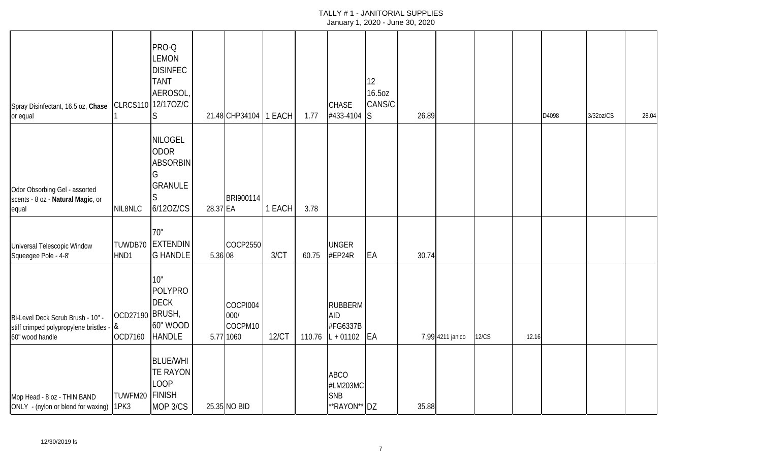| | | | | | | | | | | | | | | | |
|---|---|---|---|---|---|---|---|---|---|---|---|---|---|---|---|
| Spray Disinfectant, 16.5 oz, **Chase** or equal | CLRCS1101 | PRO-Q LEMON DISINFECTANT AEROSOL, 12/17OZ/CS | 21.48 | CHP34104 | 1 EACH | 1.77 | CHASE #433-4104 | 12 16.5oz CANS/CS | 26.89 | | | | D4098 | 3/32oz/CS | 28.04 |
| Odor Obsorbing Gel - assorted scents - 8 oz - **Natural Magic**, or equal | NIL8NLC | NILOGEL ODOR ABSORBING GRANULES 6/12OZ/CS | 28.37 | BRI900114 EA | 1 EACH | 3.78 | | | | | | | | | |
| Universal Telescopic Window Squeegee Pole - 4-8' | TUWDB70HND1 | 70" EXTENDING HANDLE | 5.36 | COCP255008 | 3/CT | 60.75 | UNGER #EP24R | EA | 30.74 | | | | | | |
| Bi-Level Deck Scrub Brush - 10" - stiff crimped polypropylene bristles - 60" wood handle | OCD27190 & OCD7160 | 10" POLYPRO DECK BRUSH, 60" WOOD HANDLE | 5.77 | COCPI004000/ COCPM101060 | 12/CT | 110.76 | RUBBERMAID #FG6337BL + 01102 | EA | 7.99 | 4211 janico | 12/CS | 12.16 | | | |
| Mop Head - 8 oz - THIN BAND ONLY - (nylon or blend for waxing) | TUWFM201PK3 | BLUE/WHITE RAYON LOOP FINISH MOP 3/CS | 25.35 | NO BID | | | ABCO #LM203MCSNB **RAYON** | DZ | 35.88 | | | | | | |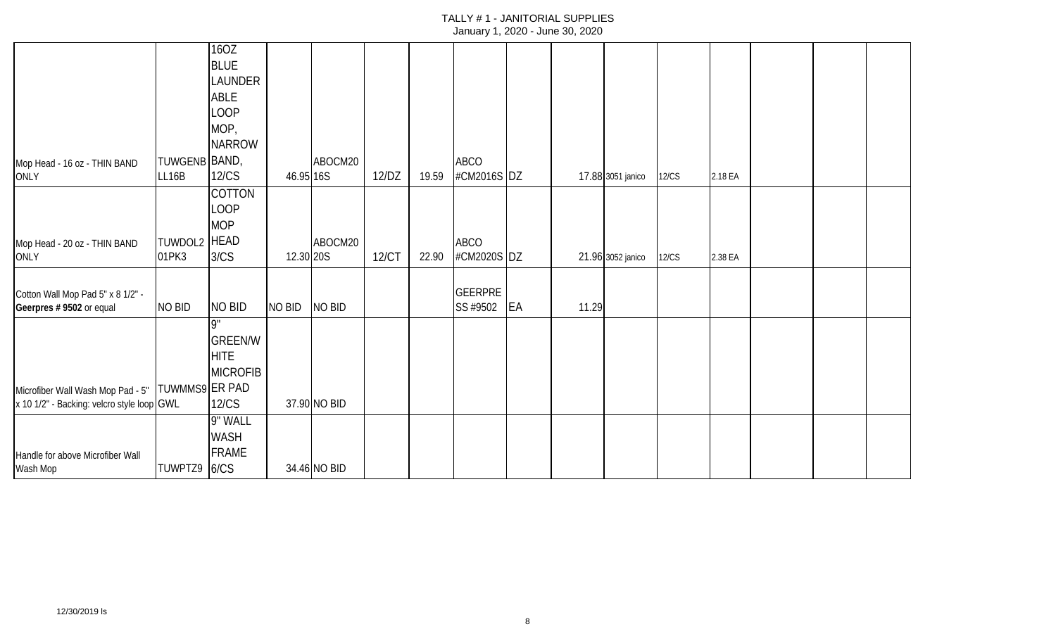# TALLY # 1 - JANITORIAL SUPPLIES
January 1, 2020 - June 30, 2020

| | | | | | | | | | | | | | | | |
|---|---|---|---|---|---|---|---|---|---|---|---|---|---|---|---|
| Mop Head - 16 oz - THIN BAND ONLY | TUWGENBLL16B | 16OZ BLUE LAUNDERABLE LOOP MOP, NARROW BAND, 12/CS | 46.95 | ABOCM2016S | 12/DZ | 19.59 | ABCO #CM2016S | DZ | | 17.88 | 3051 janico | 12/CS | 2.18 EA | | | |
| Mop Head - 20 oz - THIN BAND ONLY | TUWDOL201PK3 | COTTON LOOP MOP HEAD 3/CS | 12.30 | ABOCM2020S | 12/CT | 22.90 | ABCO #CM2020S | DZ | | 21.96 | 3052 janico | 12/CS | 2.38 EA | | | |
| Cotton Wall Mop Pad 5" x 8 1/2" - **Geerpres # 9502** or equal | NO BID | NO BID | NO BID | NO BID | | | GEERPRESS #9502 | EA | 11.29 | | | | | | | |
| Microfiber Wall Wash Mop Pad - 5" x 10 1/2" - Backing: velcro style loop | TUWMMS9GWL | 9" GREEN/WHITE MICROFIBER PAD 12/CS | 37.90 | NO BID | | | | | | | | | | | | |
| Handle for above Microfiber Wall Wash Mop | TUWPTZ9 | 9" WALL WASH FRAME 6/CS | 34.46 | NO BID | | | | | | | | | | | | |

12/30/2019 ls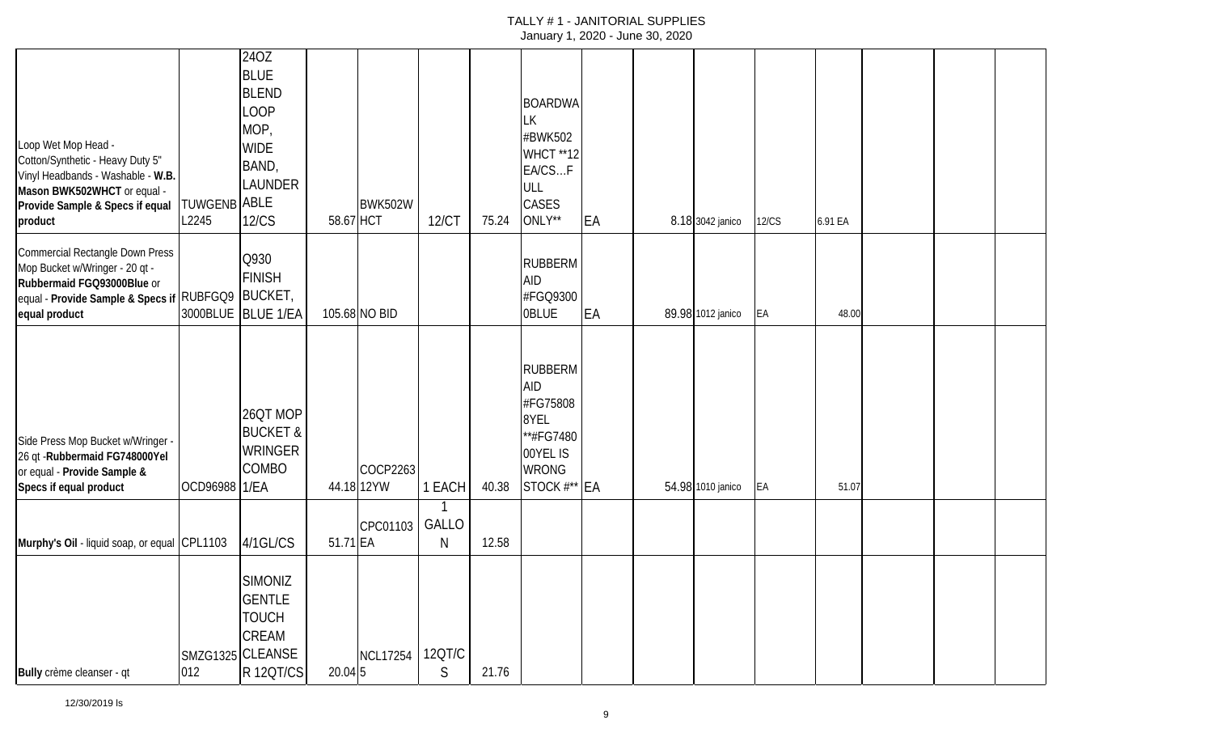# TALLY # 1 - JANITORIAL SUPPLIES

January 1, 2020 - June 30, 2020

| | | | | | | | | | | | | | | | | |
|---|---|---|---|---|---|---|---|---|---|---|---|---|---|---|---|---|
| Loop Wet Mop Head - Cotton/Synthetic - Heavy Duty 5" Vinyl Headbands - Washable - **W.B. Mason BWK502WHCT** or equal - **Provide Sample & Specs if equal product** | TUWGENBL2245 | 24OZ BLUE BLEND LOOP MOP, WIDE BAND, LAUNDERABLE 12/CS | 58.67 | BWK502WHCT | 12/CT | 75.24 | BOARDWALK #BWK502WHCT **12 EA/CS…FULL CASES ONLY** | EA | | 8.18 | 3042 janico | 12/CS | 6.91 EA | | | |
| Commercial Rectangle Down Press Mop Bucket w/Wringer - 20 qt - **Rubbermaid FGQ93000Blue** or equal - **Provide Sample & Specs if equal product** | RUBFGQ93000BLUE | Q930 FINISH BUCKET, BLUE 1/EA | 105.68 | NO BID | | | RUBBERMAID #FGQ93000BLUE | EA | | 89.98 | 1012 janico | EA | 48.00 | | | |
| Side Press Mop Bucket w/Wringer - 26 qt -**Rubbermaid FG748000Yel** or equal - **Provide Sample & Specs if equal product** | OCD96988 | 26QT MOP BUCKET & WRINGER COMBO 1/EA | 44.18 | COCP226312YW | 1 EACH | 40.38 | RUBBERMAID #FG758088YEL **#FG748000YEL IS WRONG STOCK #** | EA | | 54.98 | 1010 janico | EA | 51.07 | | | |
| **Murphy's Oil** - liquid soap, or equal | CPL1103 | 4/1GL/CS | 51.71 | CPC01103EA | 1 GALLON | 12.58 | | | | | | | | | | |
| **Bully** crème cleanser - qt | SMZG1325012 | SIMONIZ GENTLE TOUCH CREAM CLEANSER 12QT/CS | 20.04 | NCL172545 | 12QT/CS | 21.76 | | | | | | | | | | |

12/30/2019 ls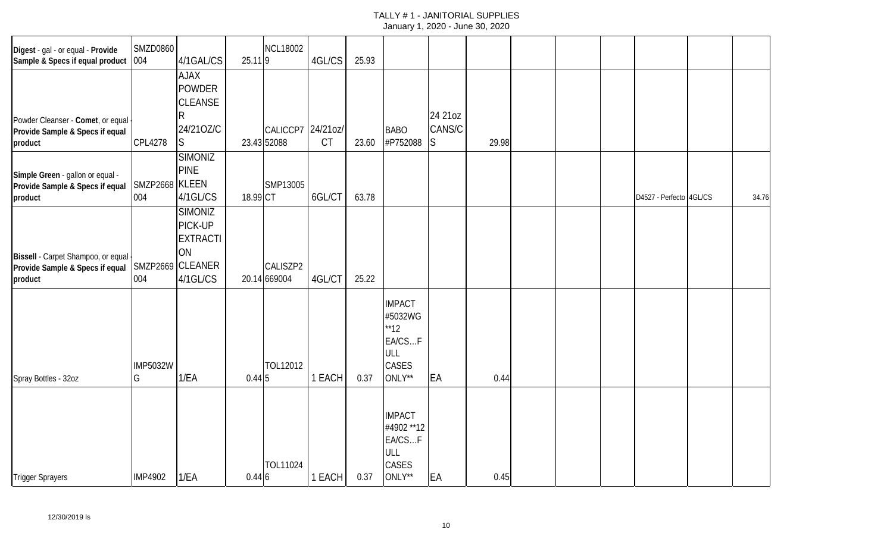# TALLY # 1 - JANITORIAL SUPPLIES

January 1, 2020 - June 30, 2020

| | | | | | | | | | | | | | | | |
|---|---|---|---|---|---|---|---|---|---|---|---|---|---|---|---|
| Digest - gal - or equal - **Provide Sample & Specs if equal product** | SMZD0860 004 | 4/1GAL/CS | 25.11 | NCL18002 9 | 4GL/CS | 25.93 | | | | | | | | | |
| Powder Cleanser - **Comet**, or equal - **Provide Sample & Specs if equal product** | CPL4278 | AJAX POWDER CLEANSER 24/21OZ/CS | 23.43 | CALICCP7 52088 | 24/21oz/CT | 23.60 | BABO #P752088 | 24 21oz CANS/CS | 29.98 | | | | | | |
| **Simple Green** - gallon or equal - **Provide Sample & Specs if equal product** | SMZP2668 004 | SIMONIZ PINE KLEEN 4/1GL/CS | 18.99 | SMP13005 CT | 6GL/CT | 63.78 | | | | | | | D4527 - Perfecto | 4GL/CS | 34.76 |
| **Bissell** - Carpet Shampoo, or equal - **Provide Sample & Specs if equal product** | SMZP2669 004 | SIMONIZ PICK-UP EXTRACTION CLEANER 4/1GL/CS | 20.14 | CALISZP2 669004 | 4GL/CT | 25.22 | | | | | | | | | |
| Spray Bottles - 32oz | IMP5032WG | 1/EA | 0.44 | TOL12012 5 | 1 EACH | 0.37 | IMPACT #5032WG **12 EA/CS...FULL CASES ONLY** | EA | 0.44 | | | | | | |
| Trigger Sprayers | IMP4902 | 1/EA | 0.44 | TOL11024 6 | 1 EACH | 0.37 | IMPACT #4902 **12 EA/CS...FULL CASES ONLY** | EA | 0.45 | | | | | | |

12/30/2019 ls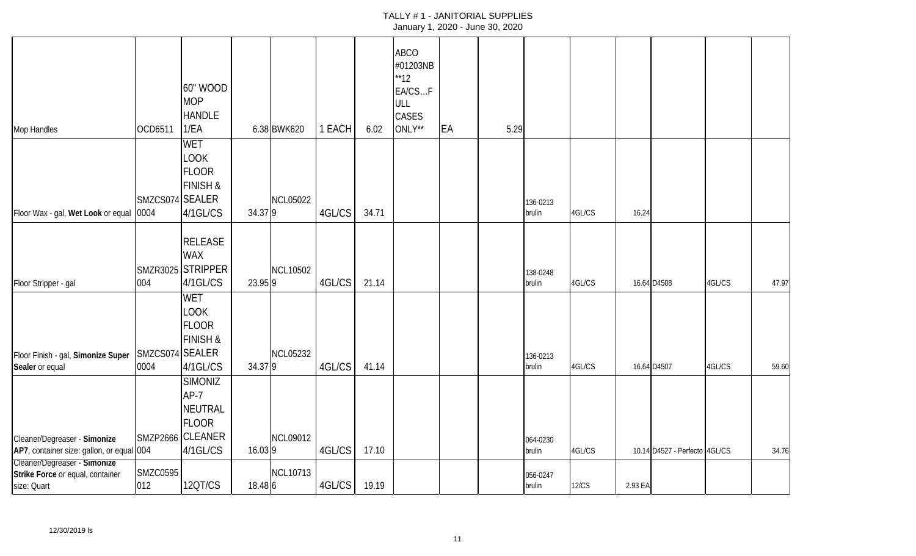# TALLY # 1 - JANITORIAL SUPPLIES

January 1, 2020 - June 30, 2020

| | | | | | | | | | | | | | | | |
|---|---|---|---|---|---|---|---|---|---|---|---|---|---|---|---|
| Mop Handles | OCD6511 | 60" WOOD MOP HANDLE 1/EA | 6.38 | BWK620 | 1 EACH | 6.02 | ABCO #01203NB **12 EA/CS...FULL CASES ONLY** | EA | 5.29 | | | | | | |
| Floor Wax - gal, **Wet Look** or equal | SMZCS074 0004 | WET LOOK FLOOR FINISH & SEALER 4/1GL/CS | 34.37 | NCL050229 | 4GL/CS | 34.71 | | | | 136-0213 brulin | 4GL/CS | 16.24 | | | |
| Floor Stripper - gal | SMZR3025 004 | RELEASE WAX STRIPPER 4/1GL/CS | 23.95 | NCL105029 | 4GL/CS | 21.14 | | | | 138-0248 brulin | 4GL/CS | 16.64 | D4508 | 4GL/CS | 47.97 |
| Floor Finish - gal, **Simonize Super Sealer** or equal | SMZCS074 0004 | WET LOOK FLOOR FINISH & SEALER 4/1GL/CS | 34.37 | NCL052329 | 4GL/CS | 41.14 | | | | 136-0213 brulin | 4GL/CS | 16.64 | D4507 | 4GL/CS | 59.60 |
| Cleaner/Degreaser - **Simonize AP7**, container size: gallon, or equal | SMZP2666 004 | SIMONIZ AP-7 NEUTRAL FLOOR CLEANER 4/1GL/CS | 16.03 | NCL090129 | 4GL/CS | 17.10 | | | | 064-0230 brulin | 4GL/CS | 10.14 | D4527 - Perfecto | 4GL/CS | 34.76 |
| Cleaner/Degreaser - **Simonize Strike Force** or equal, container size: Quart | SMZC0595 012 | 12QT/CS | 18.48 | NCL107136 | 4GL/CS | 19.19 | | | | 056-0247 brulin | 12/CS | 2.93 EA | | | |

12/30/2019 ls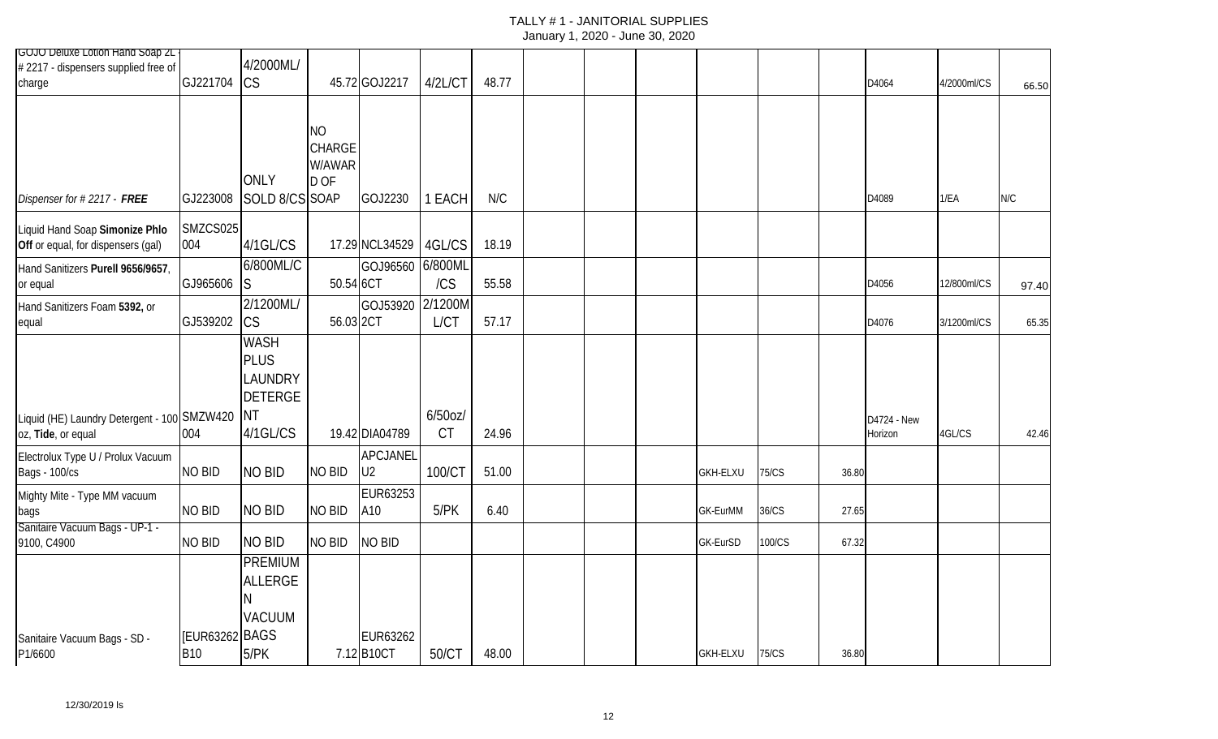# TALLY # 1 - JANITORIAL SUPPLIES

January 1, 2020 - June 30, 2020

| | | | | | | | | | | | | | | | |
|---|---|---|---|---|---|---|---|---|---|---|---|---|---|---|---|
| GOJO Deluxe Lotion Hand Soap 2L # 2217 - dispensers supplied free of charge | GJ221704 | 4/2000ML/CS | 45.72 | GOJ2217 | 4/2L/CT | 48.77 | | | | | | | D4064 | 4/2000ml/CS | 66.50 |
| *Dispenser for # 2217 - **FREE*** | GJ223008 | ONLY SOLD 8/CS | NO CHARGE W/AWARD OF SOAP | GOJ2230 | 1 EACH | N/C | | | | | | | D4089 | 1/EA | N/C |
| Liquid Hand Soap **Simonize Phlo Off** or equal, for dispensers (gal) | SMZCS025004 | 4/1GL/CS | 17.29 | NCL34529 | 4GL/CS | 18.19 | | | | | | | | | |
| Hand Sanitizers **Purell 9656/9657**, or equal | GJ965606 | 6/800ML/CS | 50.54 | GOJ965606CT | 6/800ML/CS | 55.58 | | | | | | | D4056 | 12/800ml/CS | 97.40 |
| Hand Sanitizers Foam **5392,** or equal | GJ539202 | 2/1200ML/CS | 56.03 | GOJ539202CT | 2/1200ML/CT | 57.17 | | | | | | | D4076 | 3/1200ml/CS | 65.35 |
| Liquid (HE) Laundry Detergent - 100 oz, **Tide**, or equal | SMZW420004 | WASH PLUS LAUNDRY DETERGENT 4/1GL/CS | 19.42 | DIA04789 | 6/50oz/CT | 24.96 | | | | | | | D4724 - New Horizon | 4GL/CS | 42.46 |
| Electrolux Type U / Prolux Vacuum Bags - 100/cs | NO BID | NO BID | NO BID | APCJANELU2 | 100/CT | 51.00 | | | | GKH-ELXU | 75/CS | 36.80 | | | |
| Mighty Mite - Type MM vacuum bags | NO BID | NO BID | NO BID | EUR63253A10 | 5/PK | 6.40 | | | | GK-EurMM | 36/CS | 27.65 | | | |
| Sanitaire Vacuum Bags - UP-1 - 9100, C4900 | NO BID | NO BID | NO BID | NO BID | | | | | | GK-EurSD | 100/CS | 67.32 | | | |
| Sanitaire Vacuum Bags - SD - P1/6600 | [EUR63262B10 | PREMIUM ALLERGEN VACUUM BAGS 5/PK | 7.12 | EUR63262B10CT | 50/CT | 48.00 | | | | GKH-ELXU | 75/CS | 36.80 | | | |

12/30/2019 ls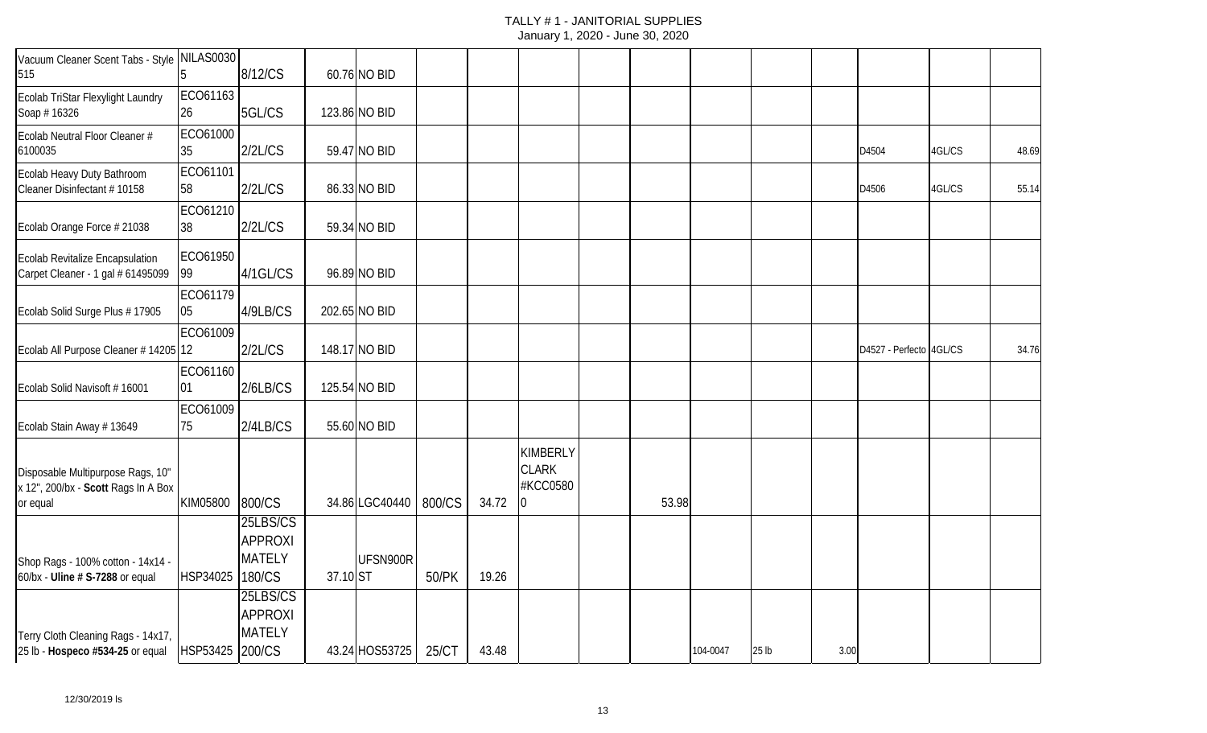# TALLY # 1 - JANITORIAL SUPPLIES

January 1, 2020 - June 30, 2020

| | | | | | | | | | | | | | | | |
|---|---|---|---|---|---|---|---|---|---|---|---|---|---|---|---|
| Vacuum Cleaner Scent Tabs - Style 515 | NILAS00305 | 8/12/CS | 60.76 | NO BID | | | | | | | | | | | |
| Ecolab TriStar Flexylight Laundry Soap # 16326 | ECO6116326 | 5GL/CS | 123.86 | NO BID | | | | | | | | | | | |
| Ecolab Neutral Floor Cleaner # 6100035 | ECO6100035 | 2/2L/CS | 59.47 | NO BID | | | | | | | | | D4504 | 4GL/CS | 48.69 |
| Ecolab Heavy Duty Bathroom Cleaner Disinfectant # 10158 | ECO6110158 | 2/2L/CS | 86.33 | NO BID | | | | | | | | | D4506 | 4GL/CS | 55.14 |
| Ecolab Orange Force # 21038 | ECO6121038 | 2/2L/CS | 59.34 | NO BID | | | | | | | | | | | |
| Ecolab Revitalize Encapsulation Carpet Cleaner - 1 gal # 61495099 | ECO6195099 | 4/1GL/CS | 96.89 | NO BID | | | | | | | | | | | |
| Ecolab Solid Surge Plus # 17905 | ECO6117905 | 4/9LB/CS | 202.65 | NO BID | | | | | | | | | | | |
| Ecolab All Purpose Cleaner # 14205 | ECO6100912 | 2/2L/CS | 148.17 | NO BID | | | | | | | | | D4527 - Perfecto | 4GL/CS | 34.76 |
| Ecolab Solid Navisoft # 16001 | ECO6116001 | 2/6LB/CS | 125.54 | NO BID | | | | | | | | | | | |
| Ecolab Stain Away # 13649 | ECO6100975 | 2/4LB/CS | 55.60 | NO BID | | | | | | | | | | | |
| Disposable Multipurpose Rags, 10" x 12", 200/bx - **Scott** Rags In A Box or equal | KIM05800 | 800/CS | 34.86 | LGC40440 | 800/CS | 34.72 | KIMBERLY CLARK #KCC05800 | | 53.98 | | | | | | |
| Shop Rags - 100% cotton - 14x14 - 60/bx - **Uline # S-7288** or equal | HSP34025 | 25LBS/CS APPROXIMATELY 180/CS | 37.10 | UFSN900RST | 50/PK | 19.26 | | | | | | | | | |
| Terry Cloth Cleaning Rags - 14x17, 25 lb - **Hospeco #534-25** or equal | HSP53425 | 25LBS/CS APPROXIMATELY 200/CS | 43.24 | HOS53725 | 25/CT | 43.48 | | | | 104-0047 | 25 lb | 3.00 | | | |

12/30/2019 ls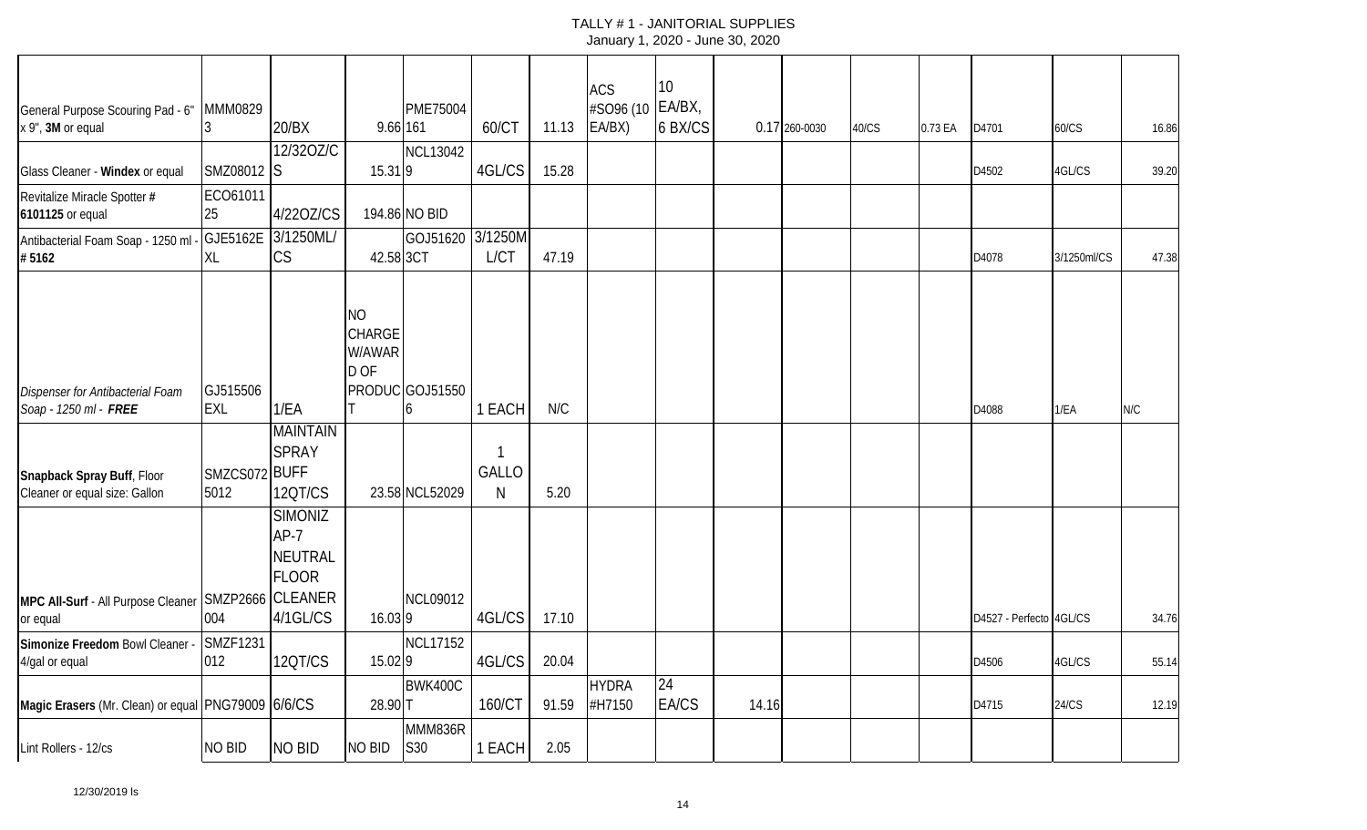# TALLY # 1 - JANITORIAL SUPPLIES

January 1, 2020 - June 30, 2020

| | | | | | | | | | | | | | | | |
|---|---|---|---|---|---|---|---|---|---|---|---|---|---|---|---|
| General Purpose Scouring Pad - 6" x 9", **3M** or equal | MMM08293 | 20/BX | 9.66 | PME75004161 | 60/CT | 11.13 | ACS #SO96 (10 EA/BX) | 10 EA/BX, 6 BX/CS | 0.17 | 260-0030 | 40/CS | 0.73 EA | D4701 | 60/CS | 16.86 |
| Glass Cleaner - **Windex** or equal | SMZ08012 | 12/32OZ/CS | 15.31 | NCL130429 | 4GL/CS | 15.28 | | | | | | | D4502 | 4GL/CS | 39.20 |
| Revitalize Miracle Spotter **# 6101125** or equal | ECO6101125 | 4/22OZ/CS | 194.86 | NO BID | | | | | | | | | | | |
| Antibacterial Foam Soap - 1250 ml - **# 5162** | GJE5162EXL | 3/1250ML/CS | 42.58 | GOJ51620 3CT | 3/1250ML/CT | 47.19 | | | | | | | D4078 | 3/1250ml/CS | 47.38 |
| *Dispenser for Antibacterial Foam Soap - 1250 ml - **FREE*** | GJ515506EXL | 1/EA | NO CHARGE W/AWARD OF PRODUCT | GOJ515506 | 1 EACH | N/C | | | | | | | D4088 | 1/EA | N/C |
| **Snapback Spray Buff**, Floor Cleaner or equal size: Gallon | SMZCS0725012 | MAINTAIN SPRAY BUFF 12QT/CS | 23.58 | NCL52029 | 1 GALLON | 5.20 | | | | | | | | | |
| **MPC All-Surf** - All Purpose Cleaner or equal | SMZP2666004 | SIMONIZ AP-7 NEUTRAL FLOOR CLEANER 4/1GL/CS | 16.03 | NCL090129 | 4GL/CS | 17.10 | | | | | | | D4527 - Perfecto | 4GL/CS | 34.76 |
| **Simonize Freedom** Bowl Cleaner - 4/gal or equal | SMZF1231012 | 12QT/CS | 15.02 | NCL171529 | 4GL/CS | 20.04 | | | | | | | D4506 | 4GL/CS | 55.14 |
| **Magic Erasers** (Mr. Clean) or equal | PNG79009 | 6/6/CS | 28.90 | BWK400CT | 160/CT | 91.59 | HYDRA #H7150 | 24 EA/CS | 14.16 | | | | D4715 | 24/CS | 12.19 |
| Lint Rollers - 12/cs | NO BID | NO BID | NO BID | MMM836RS30 | 1 EACH | 2.05 | | | | | | | | | |

12/30/2019 ls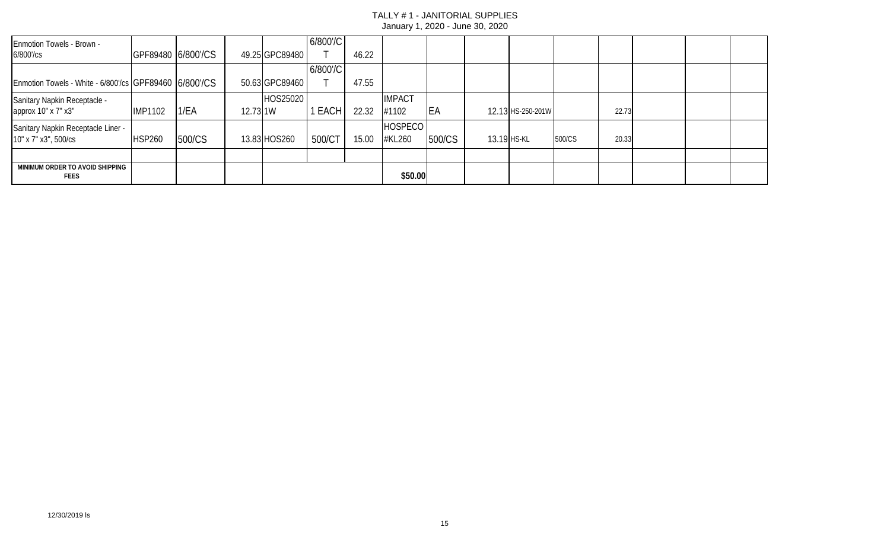# TALLY # 1 - JANITORIAL SUPPLIES

January 1, 2020 - June 30, 2020

| | | | | | | | | | | | | | | | | |
|---|---|---|---|---|---|---|---|---|---|---|---|---|---|---|---|---|
| Enmotion Towels - Brown - 6/800'/cs | GPF89480 | 6/800'/CS | 49.25 | GPC89480 | 6/800'/CT | 46.22 | | | | | | | | | | |
| Enmotion Towels - White - 6/800'/cs | GPF89460 | 6/800'/CS | 50.63 | GPC89460 | 6/800'/CT | 47.55 | | | | | | | | | | |
| Sanitary Napkin Receptacle - approx 10" x 7" x3" | IMP1102 | 1/EA | 12.73 | HOS250201W | 1 EACH | 22.32 | IMPACT #1102 | EA | 12.13 | HS-250-201W | | 22.73 | | | | |
| Sanitary Napkin Receptacle Liner - 10" x 7" x3", 500/cs | HSP260 | 500/CS | 13.83 | HOS260 | 500/CT | 15.00 | HOSPECO #KL260 | 500/CS | 13.19 | HS-KL | 500/CS | 20.33 | | | | |
| | | | | | | | | | | | | | | | | |
| **MINIMUM ORDER TO AVOID SHIPPING FEES** | | | | | | | **$50.00** | | | | | | | | | |

12/30/2019 ls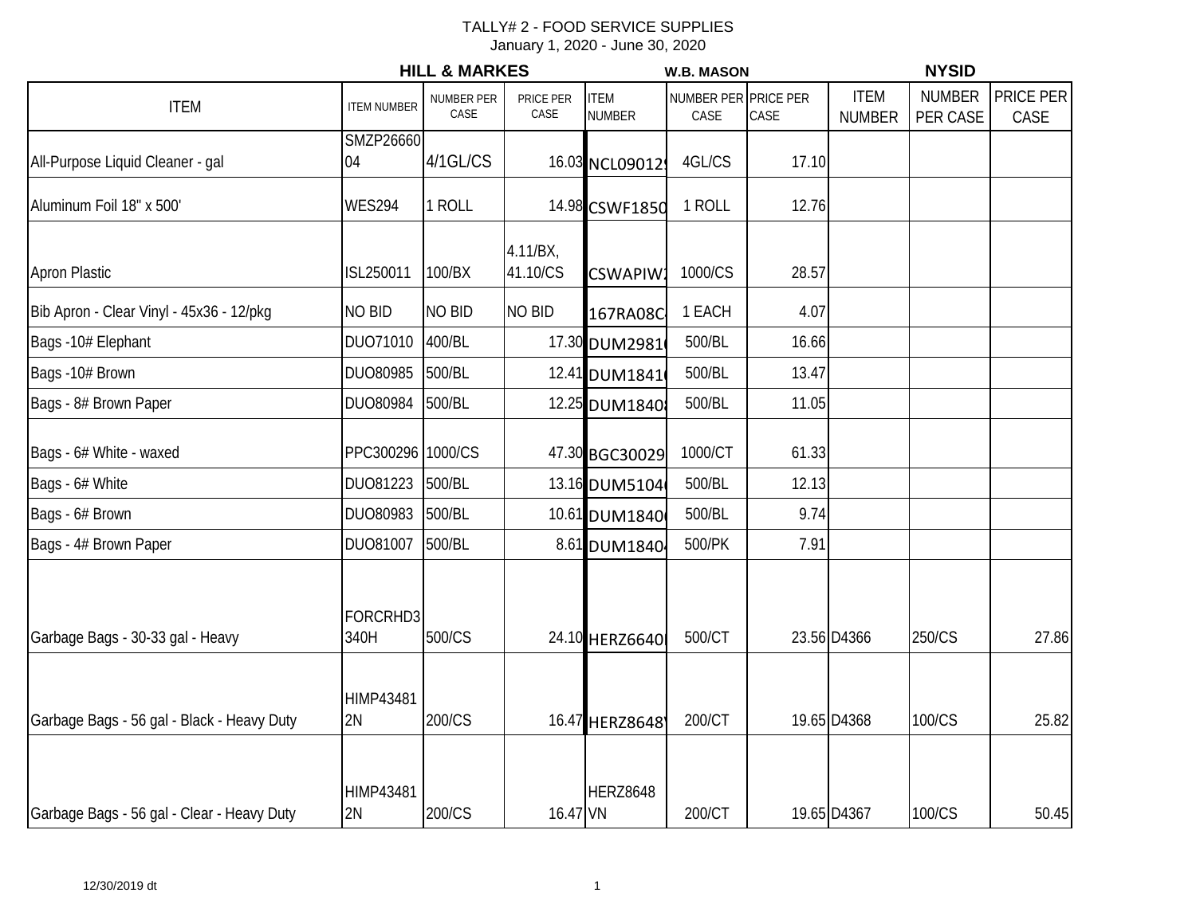# TALLY# 2 - FOOD SERVICE SUPPLIES

January 1, 2020 - June 30, 2020

| ITEM | HILL & MARKES ITEM NUMBER | NUMBER PER CASE | PRICE PER CASE | W.B. MASON ITEM NUMBER | NUMBER PER CASE | PRICE PER CASE | NYSID ITEM NUMBER | NUMBER PER CASE | PRICE PER CASE |
|---|---|---|---|---|---|---|---|---|---|
| All-Purpose Liquid Cleaner - gal | SMZP2666004 | 4/1GL/CS | 16.03 | NCL090129 | 4GL/CS | 17.10 | | | |
| Aluminum Foil 18" x 500' | WES294 | 1 ROLL | 14.98 | CSWF1850 | 1 ROLL | 12.76 | | | |
| Apron Plastic | ISL250011 | 100/BX | 4.11/BX, 41.10/CS | CSWAPIW1 | 1000/CS | 28.57 | | | |
| Bib Apron - Clear Vinyl - 45x36 - 12/pkg | NO BID | NO BID | NO BID | 167RA08C | 1 EACH | 4.07 | | | |
| Bags -10# Elephant | DUO71010 | 400/BL | 17.30 | DUM2981 | 500/BL | 16.66 | | | |
| Bags -10# Brown | DUO80985 | 500/BL | 12.41 | DUM1841 | 500/BL | 13.47 | | | |
| Bags - 8# Brown Paper | DUO80984 | 500/BL | 12.25 | DUM1840 | 500/BL | 11.05 | | | |
| Bags - 6# White - waxed | PPC300296 | 1000/CS | 47.30 | BGC30029 | 1000/CT | 61.33 | | | |
| Bags - 6# White | DUO81223 | 500/BL | 13.16 | DUM5104 | 500/BL | 12.13 | | | |
| Bags - 6# Brown | DUO80983 | 500/BL | 10.61 | DUM1840 | 500/BL | 9.74 | | | |
| Bags - 4# Brown Paper | DUO81007 | 500/BL | 8.61 | DUM1840 | 500/PK | 7.91 | | | |
| Garbage Bags - 30-33 gal - Heavy | FORCRHD3340H | 500/CS | 24.10 | HERZ6640 | 500/CT | 23.56 | D4366 | 250/CS | 27.86 |
| Garbage Bags - 56 gal - Black - Heavy Duty | HIMP434812N | 200/CS | 16.47 | HERZ8648 | 200/CT | 19.65 | D4368 | 100/CS | 25.82 |
| Garbage Bags - 56 gal - Clear - Heavy Duty | HIMP434812N | 200/CS | 16.47 | HERZ8648VN | 200/CT | 19.65 | D4367 | 100/CS | 50.45 |

12/30/2019 dt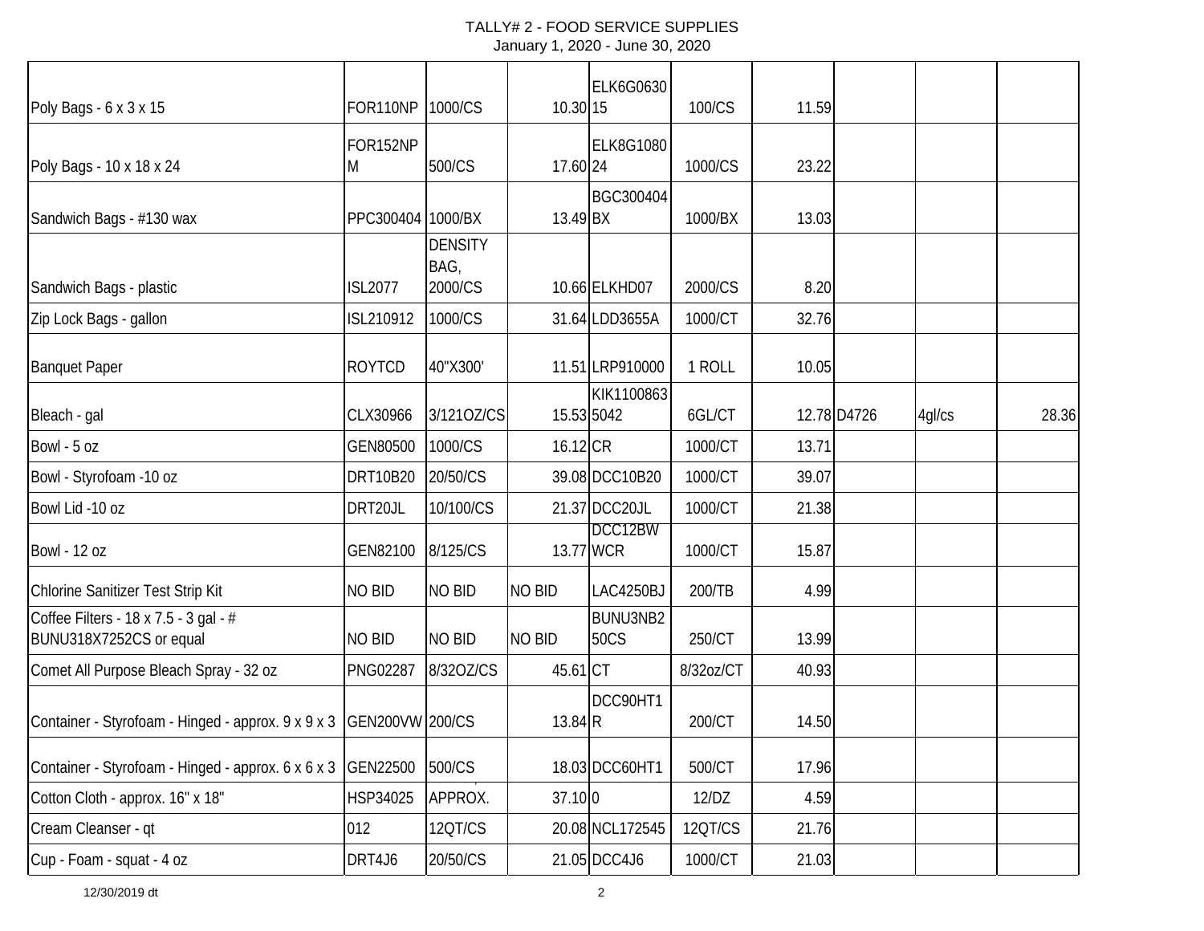TALLY# 2 - FOOD SERVICE SUPPLIES
January 1, 2020 - June 30, 2020

| | | | | | | | | | |
|---|---|---|---|---|---|---|---|---|---|
| Poly Bags - 6 x 3 x 15 | FOR110NP | 1000/CS | 10.30 | ELK6G063015 | 100/CS | 11.59 | | | |
| Poly Bags - 10 x 18 x 24 | FOR152NPM | 500/CS | 17.60 | ELK8G108024 | 1000/CS | 23.22 | | | |
| Sandwich Bags - #130 wax | PPC300404 | 1000/BX | 13.49 | BGC300404BX | 1000/BX | 13.03 | | | |
| Sandwich Bags - plastic | ISL2077 | DENSITY BAG, 2000/CS | 10.66 | ELKHD07 | 2000/CS | 8.20 | | | |
| Zip Lock Bags - gallon | ISL210912 | 1000/CS | 31.64 | LDD3655A | 1000/CT | 32.76 | | | |
| Banquet Paper | ROYTCD | 40"X300' | 11.51 | LRP910000 | 1 ROLL | 10.05 | | | |
| Bleach - gal | CLX30966 | 3/121OZ/CS | 15.53 | KIK11008635042 | 6GL/CT | 12.78 | D4726 | 4gl/cs | 28.36 |
| Bowl - 5 oz | GEN80500 | 1000/CS | 16.12 | CR | 1000/CT | 13.71 | | | |
| Bowl - Styrofoam -10 oz | DRT10B20 | 20/50/CS | 39.08 | DCC10B20 | 1000/CT | 39.07 | | | |
| Bowl Lid -10 oz | DRT20JL | 10/100/CS | 21.37 | DCC20JL | 1000/CT | 21.38 | | | |
| Bowl - 12 oz | GEN82100 | 8/125/CS | 13.77 | DCC12BWWCR | 1000/CT | 15.87 | | | |
| Chlorine Sanitizer Test Strip Kit | NO BID | NO BID | NO BID | LAC4250BJ | 200/TB | 4.99 | | | |
| Coffee Filters - 18 x 7.5 - 3 gal - # BUNU318X7252CS or equal | NO BID | NO BID | NO BID | BUNU3NB250CS | 250/CT | 13.99 | | | |
| Comet All Purpose Bleach Spray - 32 oz | PNG02287 | 8/32OZ/CS | 45.61 | CT | 8/32oz/CT | 40.93 | | | |
| Container - Styrofoam - Hinged - approx. 9 x 9 x 3 | GEN200VW | 200/CS | 13.84 | DCC90HT1R | 200/CT | 14.50 | | | |
| Container - Styrofoam - Hinged - approx. 6 x 6 x 3 | GEN22500 | 500/CS | 18.03 | DCC60HT1 | 500/CT | 17.96 | | | |
| Cotton Cloth - approx. 16" x 18" | HSP34025 | APPROX. | 37.10 | 0 | 12/DZ | 4.59 | | | |
| Cream Cleanser - qt | 012 | 12QT/CS | 20.08 | NCL172545 | 12QT/CS | 21.76 | | | |
| Cup - Foam - squat - 4 oz | DRT4J6 | 20/50/CS | 21.05 | DCC4J6 | 1000/CT | 21.03 | | | |

12/30/2019 dt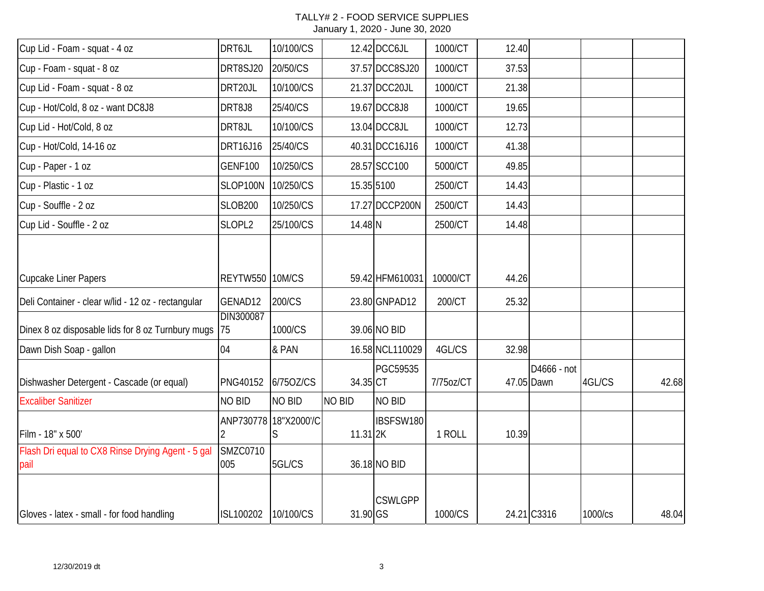TALLY# 2 - FOOD SERVICE SUPPLIES
January 1, 2020 - June 30, 2020

| | | | | | | | | | |
|---|---|---|---|---|---|---|---|---|---|
| Cup Lid - Foam - squat - 4 oz | DRT6JL | 10/100/CS | 12.42 | DCC6JL | 1000/CT | 12.40 | | | |
| Cup - Foam - squat - 8 oz | DRT8SJ20 | 20/50/CS | 37.57 | DCC8SJ20 | 1000/CT | 37.53 | | | |
| Cup Lid - Foam - squat - 8 oz | DRT20JL | 10/100/CS | 21.37 | DCC20JL | 1000/CT | 21.38 | | | |
| Cup - Hot/Cold, 8 oz - want DC8J8 | DRT8J8 | 25/40/CS | 19.67 | DCC8J8 | 1000/CT | 19.65 | | | |
| Cup Lid - Hot/Cold, 8 oz | DRT8JL | 10/100/CS | 13.04 | DCC8JL | 1000/CT | 12.73 | | | |
| Cup - Hot/Cold, 14-16 oz | DRT16J16 | 25/40/CS | 40.31 | DCC16J16 | 1000/CT | 41.38 | | | |
| Cup - Paper - 1 oz | GENF100 | 10/250/CS | 28.57 | SCC100 | 5000/CT | 49.85 | | | |
| Cup - Plastic - 1 oz | SLOP100N | 10/250/CS | 15.35 | 5100 | 2500/CT | 14.43 | | | |
| Cup - Souffle - 2 oz | SLOB200 | 10/250/CS | 17.27 | DCCP200N | 2500/CT | 14.43 | | | |
| Cup Lid - Souffle - 2 oz | SLOPL2 | 25/100/CS | 14.48 | N | 2500/CT | 14.48 | | | |
| Cupcake Liner Papers | REYTW550 | 10M/CS | 59.42 | HFM610031 | 10000/CT | 44.26 | | | |
| Deli Container - clear w/lid - 12 oz - rectangular | GENAD12 | 200/CS | 23.80 | GNPAD12 | 200/CT | 25.32 | | | |
| Dinex 8 oz disposable lids for 8 oz Turnbury mugs | DIN30008775 | 1000/CS | 39.06 | NO BID | | | | | |
| Dawn Dish Soap - gallon | 04 | & PAN | 16.58 | NCL110029 | 4GL/CS | 32.98 | | | |
| Dishwasher Detergent - Cascade (or equal) | PNG40152 | 6/75OZ/CS | 34.35 | PGC59535CT | 7/75oz/CT | 47.05 | D4666 - not Dawn | 4GL/CS | 42.68 |
| Excaliber Sanitizer | NO BID | NO BID | NO BID | NO BID | | | | | |
| Film - 18" x 500' | ANP7307782 | 18"X2000'/CS | 11.31 | IBSFSW1802K | 1 ROLL | 10.39 | | | |
| Flash Dri equal to CX8 Rinse Drying Agent - 5 gal pail | SMZC0710005 | 5GL/CS | 36.18 | NO BID | | | | | |
| Gloves - latex - small - for food handling | ISL100202 | 10/100/CS | 31.90 | CSWLGPPGS | 1000/CS | 24.21 | C3316 | 1000/cs | 48.04 |

12/30/2019 dt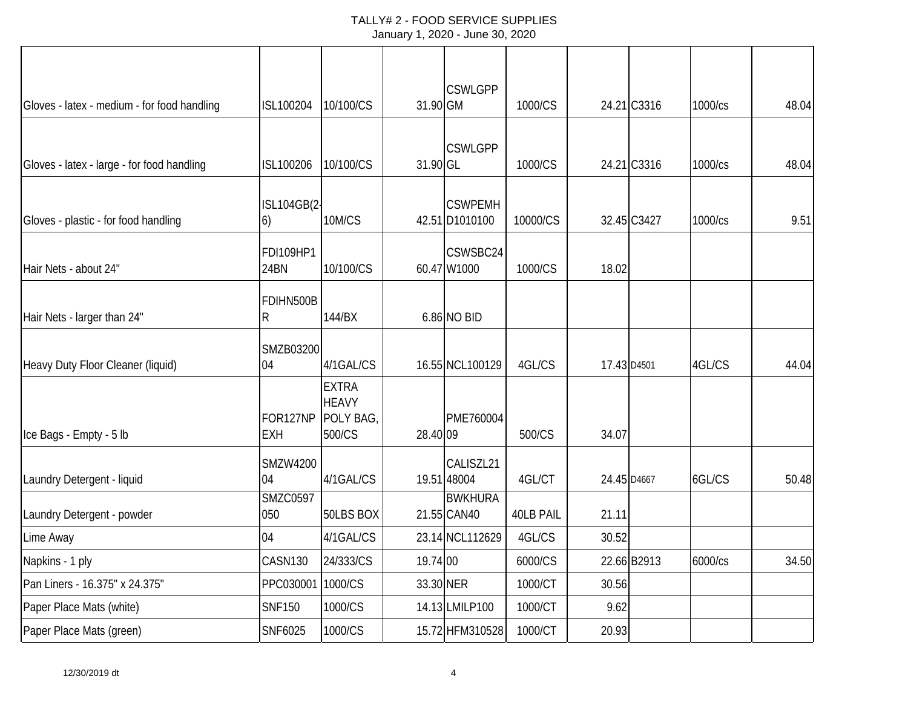TALLY# 2 - FOOD SERVICE SUPPLIES
January 1, 2020 - June 30, 2020

| | | | | | | | | | |
|---|---|---|---|---|---|---|---|---|---|
| Gloves - latex - medium - for food handling | ISL100204 | 10/100/CS | 31.90 | CSWLGPPGM | 1000/CS | 24.21 | C3316 | 1000/cs | 48.04 |
| Gloves - latex - large - for food handling | ISL100206 | 10/100/CS | 31.90 | CSWLGPPGL | 1000/CS | 24.21 | C3316 | 1000/cs | 48.04 |
| Gloves - plastic - for food handling | ISL104GB(2-6) | 10M/CS | 42.51 | CSWPEMHD1010100 | 10000/CS | 32.45 | C3427 | 1000/cs | 9.51 |
| Hair Nets - about 24" | FDI109HP124BN | 10/100/CS | 60.47 | CSWSBC24W1000 | 1000/CS | 18.02 | | | |
| Hair Nets - larger than 24" | FDIHN500BR | 144/BX | 6.86 | NO BID | | | | | |
| Heavy Duty Floor Cleaner (liquid) | SMZB0320004 | 4/1GAL/CS | 16.55 | NCL100129 | 4GL/CS | 17.43 | D4501 | 4GL/CS | 44.04 |
| Ice Bags - Empty - 5 lb | FOR127NPEXH | EXTRA HEAVY POLY BAG, 500/CS | 28.40 | PME76000409 | 500/CS | 34.07 | | | |
| Laundry Detergent - liquid | SMZW420004 | 4/1GAL/CS | 19.51 | CALISZL2148004 | 4GL/CT | 24.45 | D4667 | 6GL/CS | 50.48 |
| Laundry Detergent - powder | SMZC0597050 | 50LBS BOX | 21.55 | BWKHURACAN40 | 40LB PAIL | 21.11 | | | |
| Lime Away | 04 | 4/1GAL/CS | 23.14 | NCL112629 | 4GL/CS | 30.52 | | | |
| Napkins - 1 ply | CASN130 | 24/333/CS | 19.74 | 00 | 6000/CS | 22.66 | B2913 | 6000/cs | 34.50 |
| Pan Liners - 16.375" x 24.375" | PPC030001 | 1000/CS | 33.30 | NER | 1000/CT | 30.56 | | | |
| Paper Place Mats (white) | SNF150 | 1000/CS | 14.13 | LMILP100 | 1000/CT | 9.62 | | | |
| Paper Place Mats (green) | SNF6025 | 1000/CS | 15.72 | HFM310528 | 1000/CT | 20.93 | | | |

12/30/2019 dt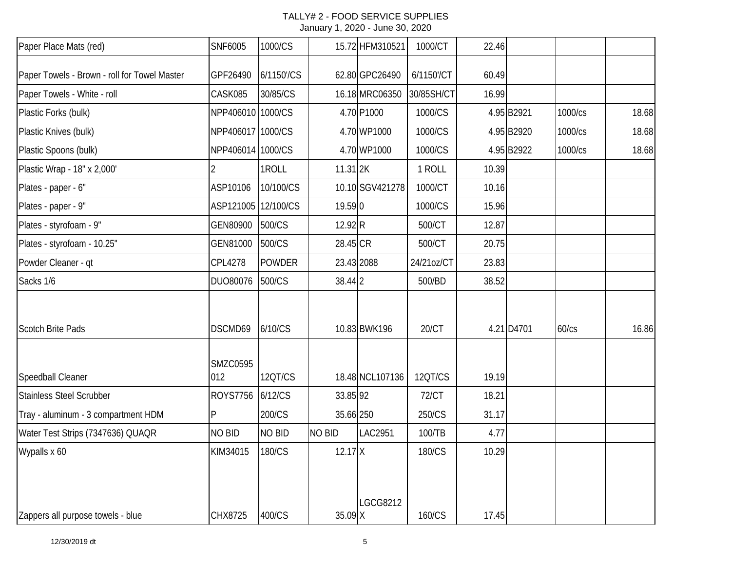TALLY# 2 - FOOD SERVICE SUPPLIES
January 1, 2020 - June 30, 2020

| | | | | | | | | | |
|---|---|---|---|---|---|---|---|---|---|
| Paper Place Mats (red) | SNF6005 | 1000/CS | 15.72 | HFM310521 | 1000/CT | 22.46 | | | |
| Paper Towels - Brown - roll for Towel Master | GPF26490 | 6/1150'/CS | 62.80 | GPC26490 | 6/1150'/CT | 60.49 | | | |
| Paper Towels - White - roll | CASK085 | 30/85/CS | 16.18 | MRC06350 | 30/85SH/CT | 16.99 | | | |
| Plastic Forks (bulk) | NPP406010 | 1000/CS | 4.70 | P1000 | 1000/CS | 4.95 | B2921 | 1000/cs | 18.68 |
| Plastic Knives (bulk) | NPP406017 | 1000/CS | 4.70 | WP1000 | 1000/CS | 4.95 | B2920 | 1000/cs | 18.68 |
| Plastic Spoons (bulk) | NPP406014 | 1000/CS | 4.70 | WP1000 | 1000/CS | 4.95 | B2922 | 1000/cs | 18.68 |
| Plastic Wrap - 18" x 2,000' | 2 | 1ROLL | 11.31 | 2K | 1 ROLL | 10.39 | | | |
| Plates - paper - 6" | ASP10106 | 10/100/CS | 10.10 | SGV421278 | 1000/CT | 10.16 | | | |
| Plates - paper - 9" | ASP121005 | 12/100/CS | 19.59 | 0 | 1000/CS | 15.96 | | | |
| Plates - styrofoam - 9" | GEN80900 | 500/CS | 12.92 | R | 500/CT | 12.87 | | | |
| Plates - styrofoam - 10.25" | GEN81000 | 500/CS | 28.45 | CR | 500/CT | 20.75 | | | |
| Powder Cleaner - qt | CPL4278 | POWDER | 23.43 | 2088 | 24/21oz/CT | 23.83 | | | |
| Sacks 1/6 | DUO80076 | 500/CS | 38.44 | 2 | 500/BD | 38.52 | | | |
| Scotch Brite Pads | DSCMD69 | 6/10/CS | 10.83 | BWK196 | 20/CT | 4.21 | D4701 | 60/cs | 16.86 |
| Speedball Cleaner | SMZC0595 012 | 12QT/CS | 18.48 | NCL107136 | 12QT/CS | 19.19 | | | |
| Stainless Steel Scrubber | ROYS7756 | 6/12/CS | 33.85 | 92 | 72/CT | 18.21 | | | |
| Tray - aluminum - 3 compartment HDM | P | 200/CS | 35.66 | 250 | 250/CS | 31.17 | | | |
| Water Test Strips (7347636) QUAQR | NO BID | NO BID | NO BID | LAC2951 | 100/TB | 4.77 | | | |
| Wypalls x 60 | KIM34015 | 180/CS | 12.17 | X | 180/CS | 10.29 | | | |
| Zappers all purpose towels - blue | CHX8725 | 400/CS | 35.09 | LGCG8212 X | 160/CS | 17.45 | | | |

12/30/2019 dt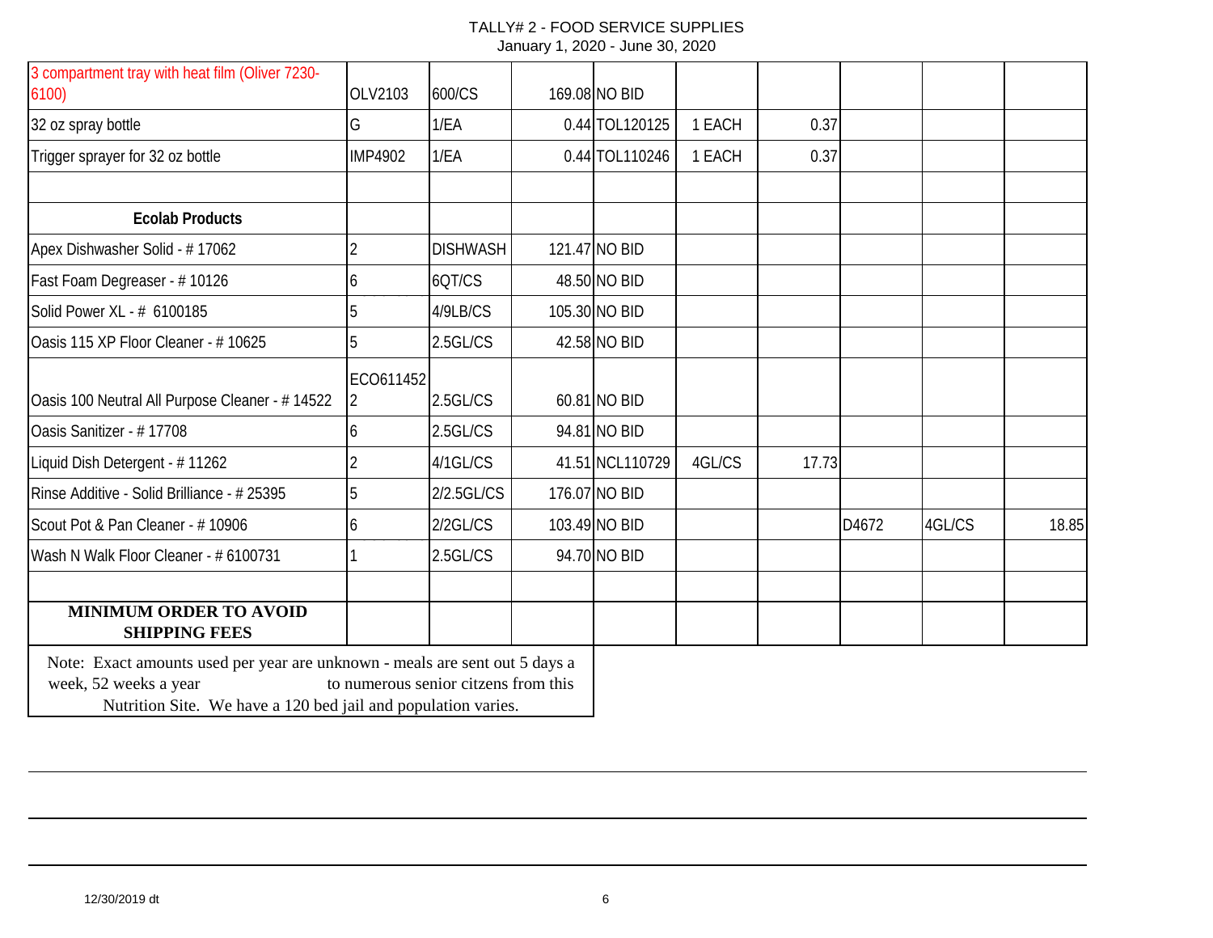# TALLY# 2 - FOOD SERVICE SUPPLIES
January 1, 2020 - June 30, 2020

| | | | | | | | | | |
|---|---|---|---|---|---|---|---|---|---|
| 3 compartment tray with heat film (Oliver 7230-6100) | OLV2103 | 600/CS | 169.08 | NO BID | | | | | |
| 32 oz spray bottle | G | 1/EA | 0.44 | TOL120125 | 1 EACH | 0.37 | | | |
| Trigger sprayer for 32 oz bottle | IMP4902 | 1/EA | 0.44 | TOL110246 | 1 EACH | 0.37 | | | |
| | | | | | | | | | |
| **Ecolab Products** | | | | | | | | | |
| Apex Dishwasher Solid - # 17062 | 2 | DISHWASH | 121.47 | NO BID | | | | | |
| Fast Foam Degreaser - # 10126 | 6 | 6QT/CS | 48.50 | NO BID | | | | | |
| Solid Power XL - # 6100185 | 5 | 4/9LB/CS | 105.30 | NO BID | | | | | |
| Oasis 115 XP Floor Cleaner - # 10625 | 5 | 2.5GL/CS | 42.58 | NO BID | | | | | |
| Oasis 100 Neutral All Purpose Cleaner - # 14522 | ECO611452 2 | 2.5GL/CS | 60.81 | NO BID | | | | | |
| Oasis Sanitizer - # 17708 | 6 | 2.5GL/CS | 94.81 | NO BID | | | | | |
| Liquid Dish Detergent - # 11262 | 2 | 4/1GL/CS | 41.51 | NCL110729 | 4GL/CS | 17.73 | | | |
| Rinse Additive - Solid Brilliance - # 25395 | 5 | 2/2.5GL/CS | 176.07 | NO BID | | | | | |
| Scout Pot & Pan Cleaner - # 10906 | 6 | 2/2GL/CS | 103.49 | NO BID | | | D4672 | 4GL/CS | 18.85 |
| Wash N Walk Floor Cleaner - # 6100731 | 1 | 2.5GL/CS | 94.70 | NO BID | | | | | |
| | | | | | | | | | |
| **MINIMUM ORDER TO AVOID SHIPPING FEES** | | | | | | | | | |

Note: Exact amounts used per year are unknown - meals are sent out 5 days a week, 52 weeks a year to numerous senior citzens from this Nutrition Site. We have a 120 bed jail and population varies.

12/30/2019 dt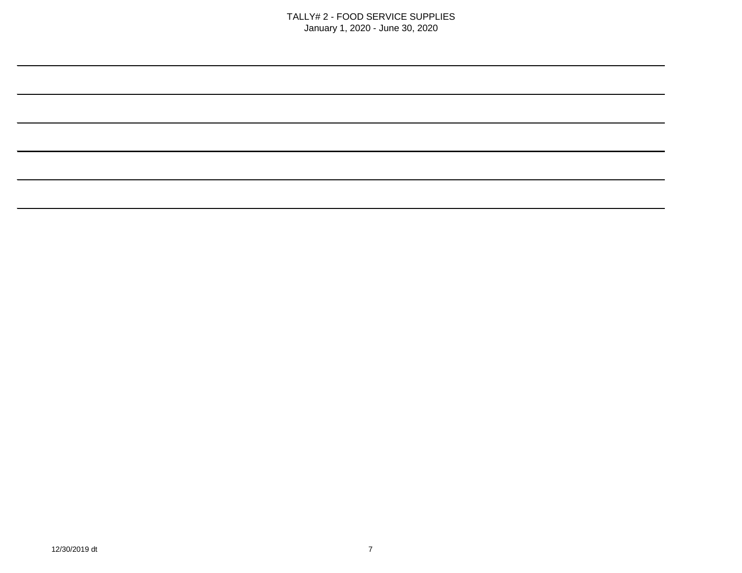TALLY# 2 - FOOD SERVICE SUPPLIES
January 1, 2020 - June 30, 2020